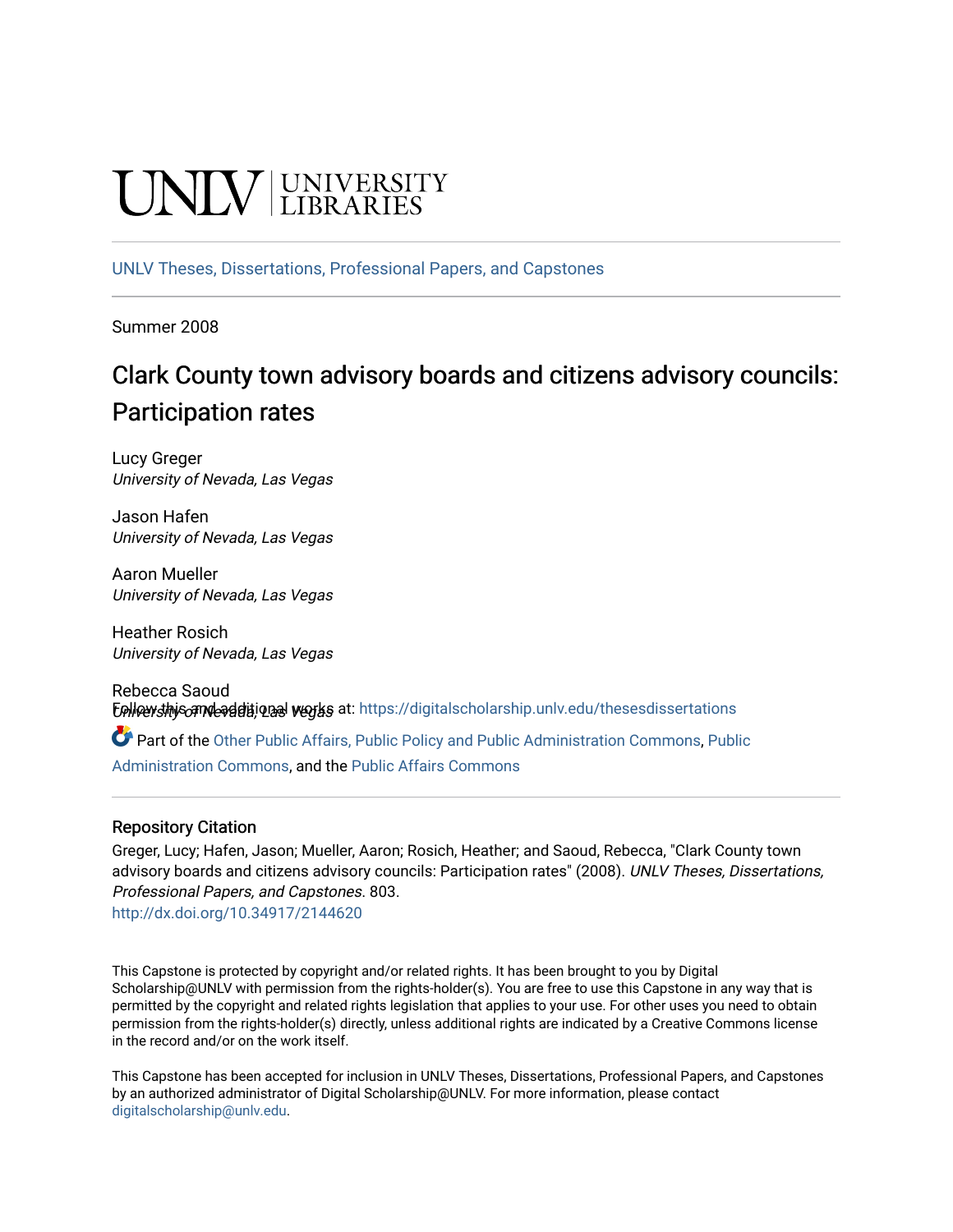UNLV | UNIVERSITY LIBRARIES

UNLV Theses, Dissertations, Professional Papers, and Capstones

Summer 2008

# Clark County town advisory boards and citizens advisory councils: Participation rates

Lucy Greger
*University of Nevada, Las Vegas*

Jason Hafen
*University of Nevada, Las Vegas*

Aaron Mueller
*University of Nevada, Las Vegas*

Heather Rosich
*University of Nevada, Las Vegas*

Rebecca Saoud
*University of Nevada, Las Vegas*

Follow this and additional works at: https://digitalscholarship.unlv.edu/thesesdissertations

Part of the Other Public Affairs, Public Policy and Public Administration Commons, Public Administration Commons, and the Public Affairs Commons

## Repository Citation

Greger, Lucy; Hafen, Jason; Mueller, Aaron; Rosich, Heather; and Saoud, Rebecca, "Clark County town advisory boards and citizens advisory councils: Participation rates" (2008). *UNLV Theses, Dissertations, Professional Papers, and Capstones*. 803.
http://dx.doi.org/10.34917/2144620

This Capstone is protected by copyright and/or related rights. It has been brought to you by Digital Scholarship@UNLV with permission from the rights-holder(s). You are free to use this Capstone in any way that is permitted by the copyright and related rights legislation that applies to your use. For other uses you need to obtain permission from the rights-holder(s) directly, unless additional rights are indicated by a Creative Commons license in the record and/or on the work itself.

This Capstone has been accepted for inclusion in UNLV Theses, Dissertations, Professional Papers, and Capstones by an authorized administrator of Digital Scholarship@UNLV. For more information, please contact digitalscholarship@unlv.edu.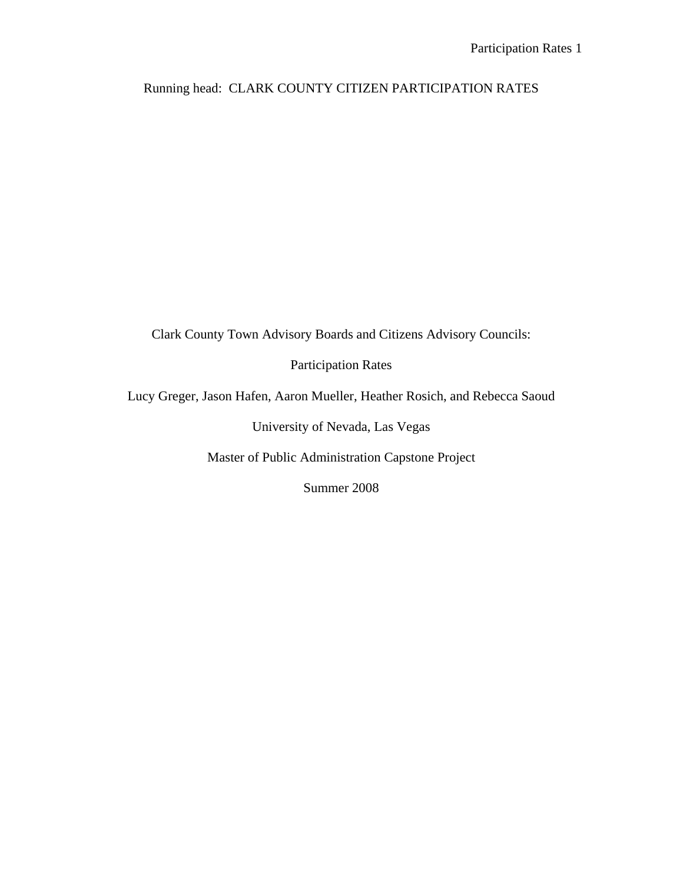Running head: CLARK COUNTY CITIZEN PARTICIPATION RATES

# Clark County Town Advisory Boards and Citizens Advisory Councils:

# Participation Rates

Lucy Greger, Jason Hafen, Aaron Mueller, Heather Rosich, and Rebecca Saoud

University of Nevada, Las Vegas

Master of Public Administration Capstone Project

Summer 2008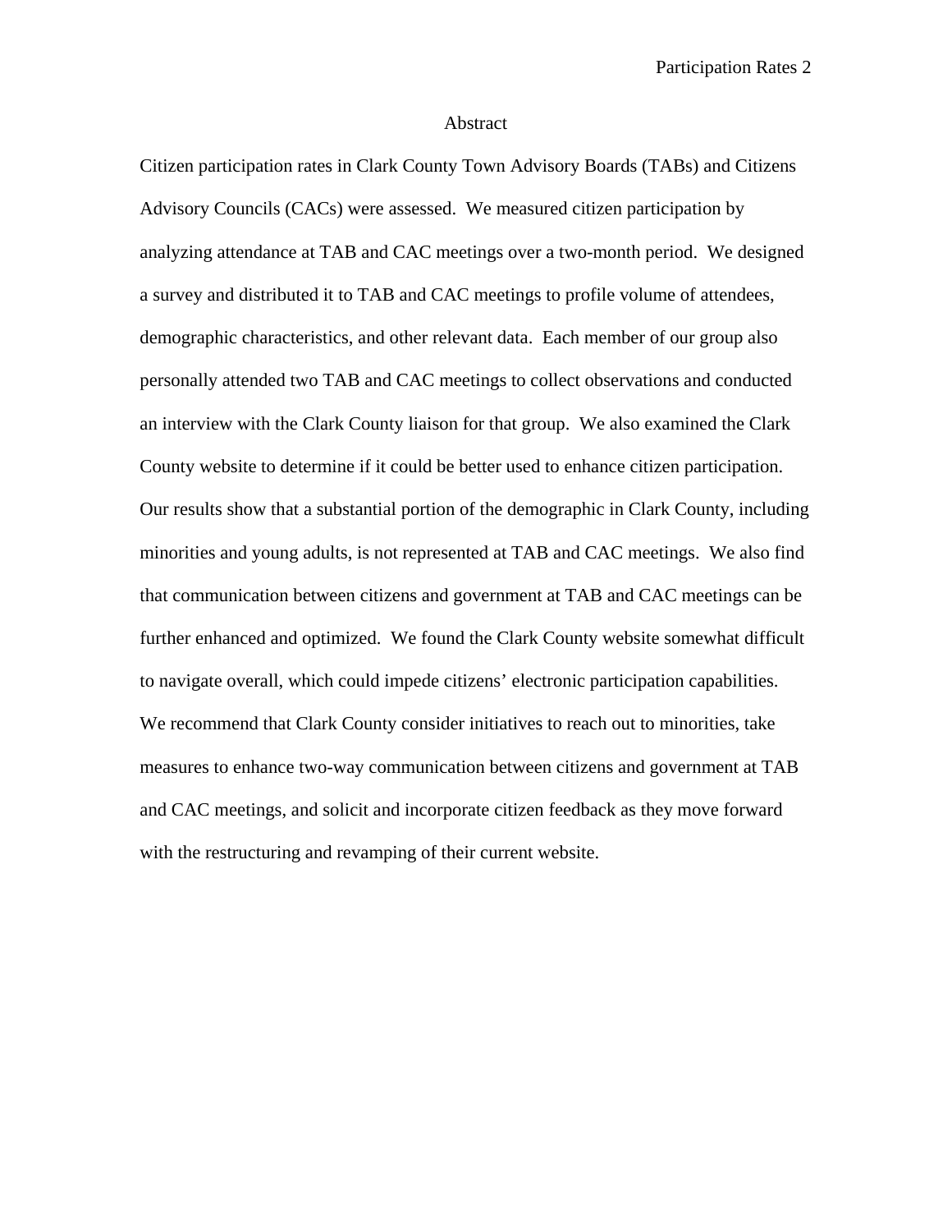# Abstract

Citizen participation rates in Clark County Town Advisory Boards (TABs) and Citizens Advisory Councils (CACs) were assessed. We measured citizen participation by analyzing attendance at TAB and CAC meetings over a two-month period. We designed a survey and distributed it to TAB and CAC meetings to profile volume of attendees, demographic characteristics, and other relevant data. Each member of our group also personally attended two TAB and CAC meetings to collect observations and conducted an interview with the Clark County liaison for that group. We also examined the Clark County website to determine if it could be better used to enhance citizen participation. Our results show that a substantial portion of the demographic in Clark County, including minorities and young adults, is not represented at TAB and CAC meetings. We also find that communication between citizens and government at TAB and CAC meetings can be further enhanced and optimized. We found the Clark County website somewhat difficult to navigate overall, which could impede citizens' electronic participation capabilities. We recommend that Clark County consider initiatives to reach out to minorities, take measures to enhance two-way communication between citizens and government at TAB and CAC meetings, and solicit and incorporate citizen feedback as they move forward with the restructuring and revamping of their current website.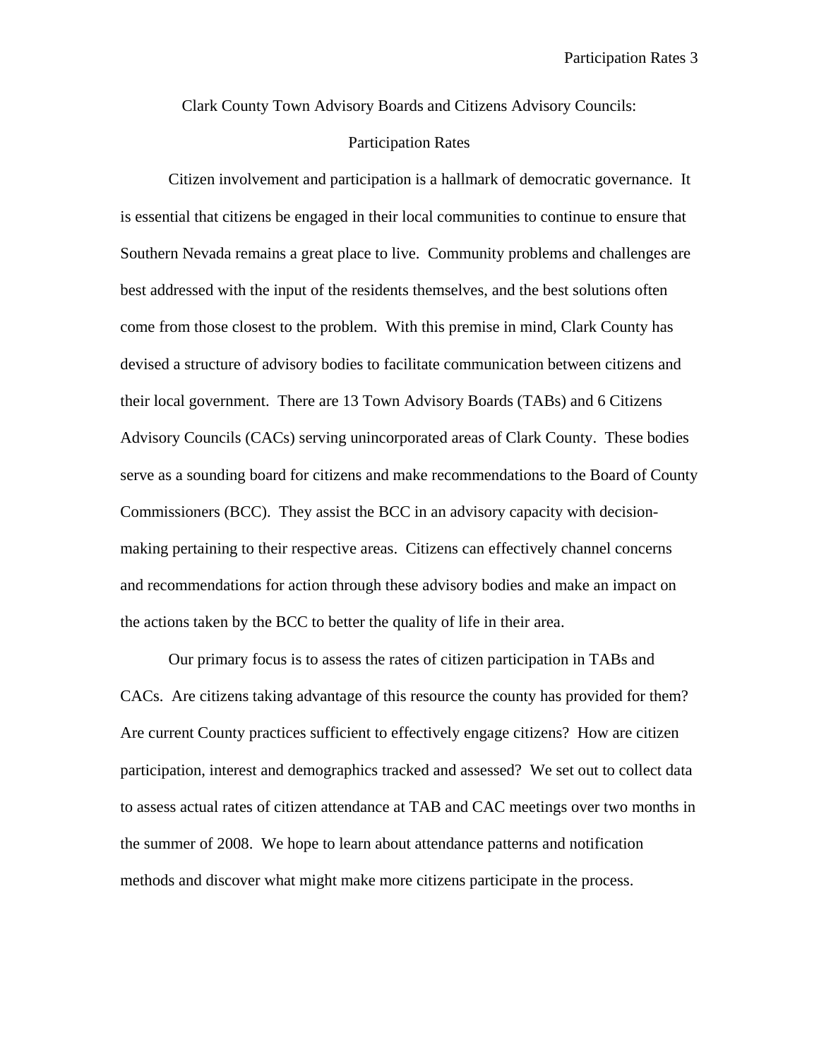# Clark County Town Advisory Boards and Citizens Advisory Councils: Participation Rates

Citizen involvement and participation is a hallmark of democratic governance. It is essential that citizens be engaged in their local communities to continue to ensure that Southern Nevada remains a great place to live. Community problems and challenges are best addressed with the input of the residents themselves, and the best solutions often come from those closest to the problem. With this premise in mind, Clark County has devised a structure of advisory bodies to facilitate communication between citizens and their local government. There are 13 Town Advisory Boards (TABs) and 6 Citizens Advisory Councils (CACs) serving unincorporated areas of Clark County. These bodies serve as a sounding board for citizens and make recommendations to the Board of County Commissioners (BCC). They assist the BCC in an advisory capacity with decision-making pertaining to their respective areas. Citizens can effectively channel concerns and recommendations for action through these advisory bodies and make an impact on the actions taken by the BCC to better the quality of life in their area.

Our primary focus is to assess the rates of citizen participation in TABs and CACs. Are citizens taking advantage of this resource the county has provided for them? Are current County practices sufficient to effectively engage citizens? How are citizen participation, interest and demographics tracked and assessed? We set out to collect data to assess actual rates of citizen attendance at TAB and CAC meetings over two months in the summer of 2008. We hope to learn about attendance patterns and notification methods and discover what might make more citizens participate in the process.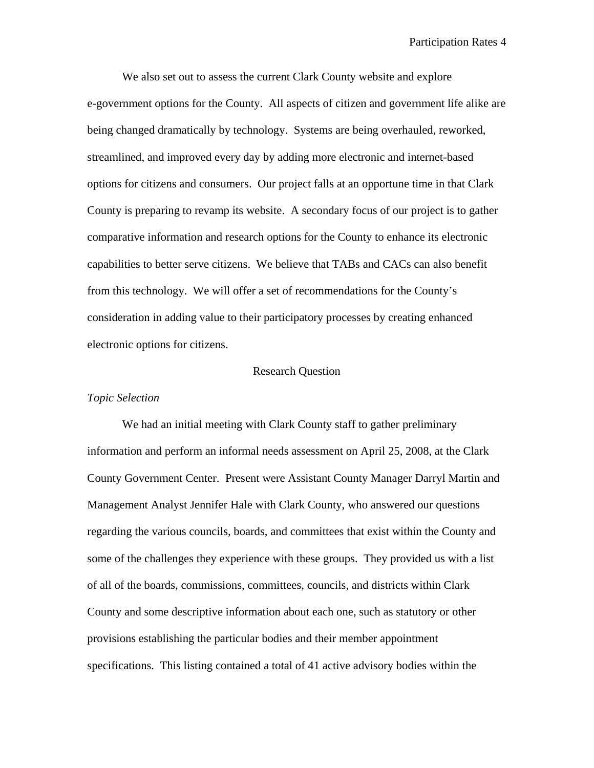We also set out to assess the current Clark County website and explore e-government options for the County. All aspects of citizen and government life alike are being changed dramatically by technology. Systems are being overhauled, reworked, streamlined, and improved every day by adding more electronic and internet-based options for citizens and consumers. Our project falls at an opportune time in that Clark County is preparing to revamp its website. A secondary focus of our project is to gather comparative information and research options for the County to enhance its electronic capabilities to better serve citizens. We believe that TABs and CACs can also benefit from this technology. We will offer a set of recommendations for the County's consideration in adding value to their participatory processes by creating enhanced electronic options for citizens.

## Research Question

### *Topic Selection*

We had an initial meeting with Clark County staff to gather preliminary information and perform an informal needs assessment on April 25, 2008, at the Clark County Government Center. Present were Assistant County Manager Darryl Martin and Management Analyst Jennifer Hale with Clark County, who answered our questions regarding the various councils, boards, and committees that exist within the County and some of the challenges they experience with these groups. They provided us with a list of all of the boards, commissions, committees, councils, and districts within Clark County and some descriptive information about each one, such as statutory or other provisions establishing the particular bodies and their member appointment specifications. This listing contained a total of 41 active advisory bodies within the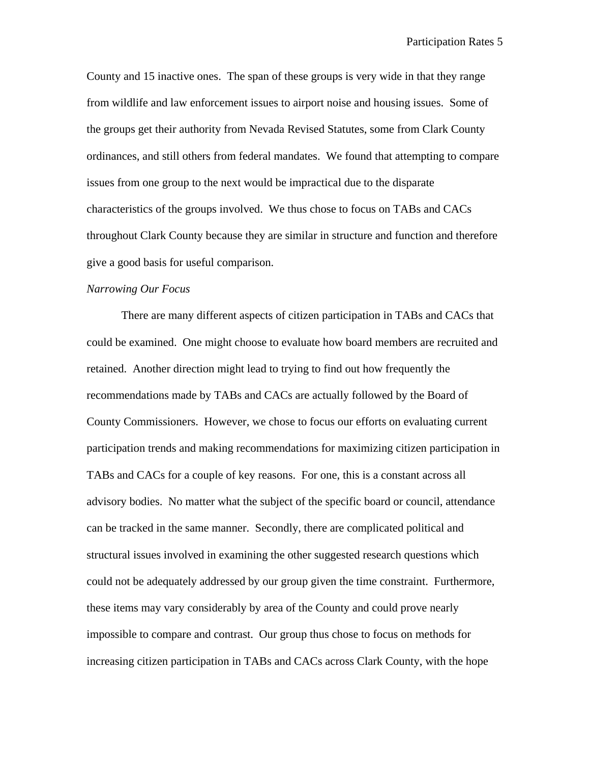County and 15 inactive ones. The span of these groups is very wide in that they range from wildlife and law enforcement issues to airport noise and housing issues. Some of the groups get their authority from Nevada Revised Statutes, some from Clark County ordinances, and still others from federal mandates. We found that attempting to compare issues from one group to the next would be impractical due to the disparate characteristics of the groups involved. We thus chose to focus on TABs and CACs throughout Clark County because they are similar in structure and function and therefore give a good basis for useful comparison.

*Narrowing Our Focus*

There are many different aspects of citizen participation in TABs and CACs that could be examined. One might choose to evaluate how board members are recruited and retained. Another direction might lead to trying to find out how frequently the recommendations made by TABs and CACs are actually followed by the Board of County Commissioners. However, we chose to focus our efforts on evaluating current participation trends and making recommendations for maximizing citizen participation in TABs and CACs for a couple of key reasons. For one, this is a constant across all advisory bodies. No matter what the subject of the specific board or council, attendance can be tracked in the same manner. Secondly, there are complicated political and structural issues involved in examining the other suggested research questions which could not be adequately addressed by our group given the time constraint. Furthermore, these items may vary considerably by area of the County and could prove nearly impossible to compare and contrast. Our group thus chose to focus on methods for increasing citizen participation in TABs and CACs across Clark County, with the hope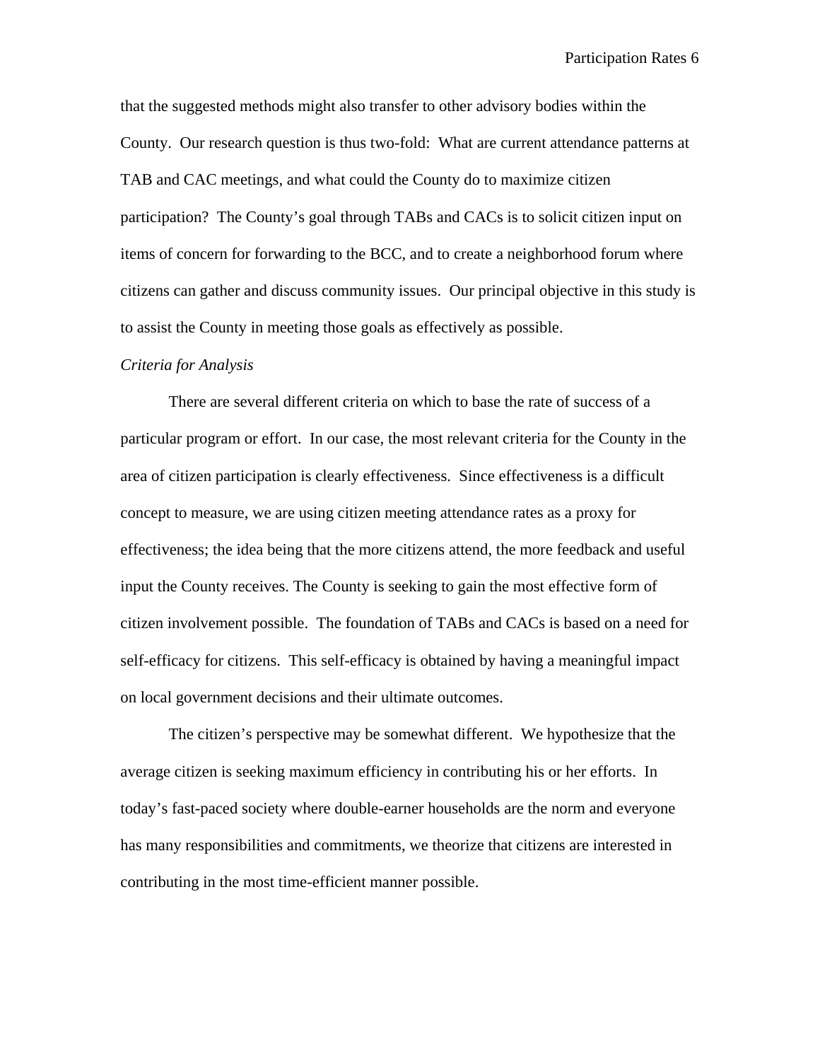that the suggested methods might also transfer to other advisory bodies within the County. Our research question is thus two-fold: What are current attendance patterns at TAB and CAC meetings, and what could the County do to maximize citizen participation? The County's goal through TABs and CACs is to solicit citizen input on items of concern for forwarding to the BCC, and to create a neighborhood forum where citizens can gather and discuss community issues. Our principal objective in this study is to assist the County in meeting those goals as effectively as possible.

*Criteria for Analysis*

There are several different criteria on which to base the rate of success of a particular program or effort. In our case, the most relevant criteria for the County in the area of citizen participation is clearly effectiveness. Since effectiveness is a difficult concept to measure, we are using citizen meeting attendance rates as a proxy for effectiveness; the idea being that the more citizens attend, the more feedback and useful input the County receives. The County is seeking to gain the most effective form of citizen involvement possible. The foundation of TABs and CACs is based on a need for self-efficacy for citizens. This self-efficacy is obtained by having a meaningful impact on local government decisions and their ultimate outcomes.

The citizen's perspective may be somewhat different. We hypothesize that the average citizen is seeking maximum efficiency in contributing his or her efforts. In today's fast-paced society where double-earner households are the norm and everyone has many responsibilities and commitments, we theorize that citizens are interested in contributing in the most time-efficient manner possible.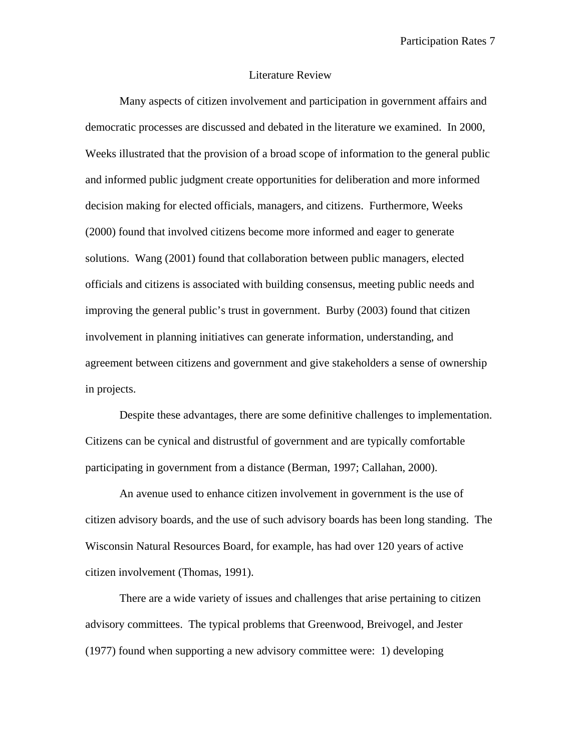## Literature Review

Many aspects of citizen involvement and participation in government affairs and democratic processes are discussed and debated in the literature we examined. In 2000, Weeks illustrated that the provision of a broad scope of information to the general public and informed public judgment create opportunities for deliberation and more informed decision making for elected officials, managers, and citizens. Furthermore, Weeks (2000) found that involved citizens become more informed and eager to generate solutions. Wang (2001) found that collaboration between public managers, elected officials and citizens is associated with building consensus, meeting public needs and improving the general public's trust in government. Burby (2003) found that citizen involvement in planning initiatives can generate information, understanding, and agreement between citizens and government and give stakeholders a sense of ownership in projects.

Despite these advantages, there are some definitive challenges to implementation. Citizens can be cynical and distrustful of government and are typically comfortable participating in government from a distance (Berman, 1997; Callahan, 2000).

An avenue used to enhance citizen involvement in government is the use of citizen advisory boards, and the use of such advisory boards has been long standing. The Wisconsin Natural Resources Board, for example, has had over 120 years of active citizen involvement (Thomas, 1991).

There are a wide variety of issues and challenges that arise pertaining to citizen advisory committees. The typical problems that Greenwood, Breivogel, and Jester (1977) found when supporting a new advisory committee were: 1) developing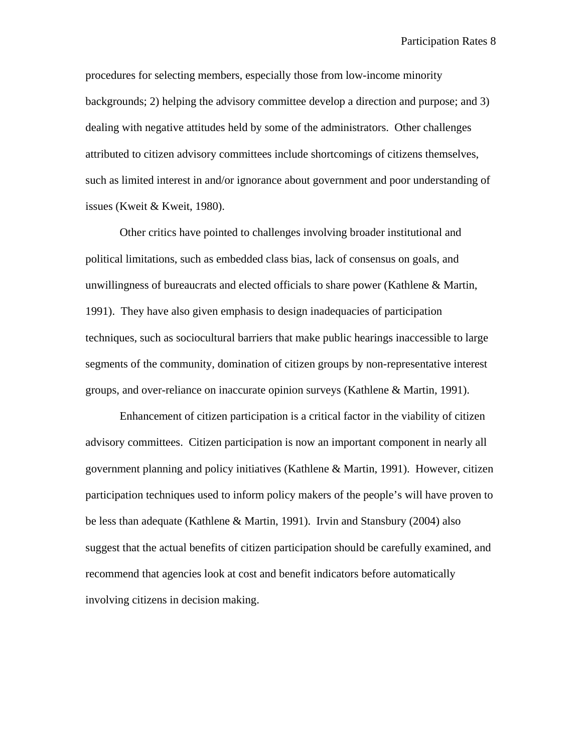procedures for selecting members, especially those from low-income minority backgrounds; 2) helping the advisory committee develop a direction and purpose; and 3) dealing with negative attitudes held by some of the administrators.  Other challenges attributed to citizen advisory committees include shortcomings of citizens themselves, such as limited interest in and/or ignorance about government and poor understanding of issues (Kweit & Kweit, 1980).

Other critics have pointed to challenges involving broader institutional and political limitations, such as embedded class bias, lack of consensus on goals, and unwillingness of bureaucrats and elected officials to share power (Kathlene & Martin, 1991).  They have also given emphasis to design inadequacies of participation techniques, such as sociocultural barriers that make public hearings inaccessible to large segments of the community, domination of citizen groups by non-representative interest groups, and over-reliance on inaccurate opinion surveys (Kathlene & Martin, 1991).

Enhancement of citizen participation is a critical factor in the viability of citizen advisory committees.  Citizen participation is now an important component in nearly all government planning and policy initiatives (Kathlene & Martin, 1991).  However, citizen participation techniques used to inform policy makers of the people's will have proven to be less than adequate (Kathlene & Martin, 1991).  Irvin and Stansbury (2004) also suggest that the actual benefits of citizen participation should be carefully examined, and recommend that agencies look at cost and benefit indicators before automatically involving citizens in decision making.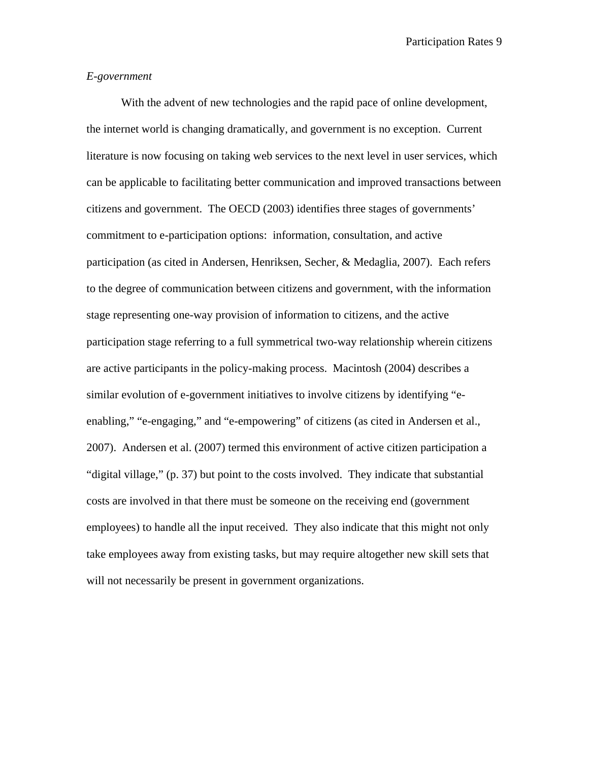*E-government*

With the advent of new technologies and the rapid pace of online development, the internet world is changing dramatically, and government is no exception. Current literature is now focusing on taking web services to the next level in user services, which can be applicable to facilitating better communication and improved transactions between citizens and government. The OECD (2003) identifies three stages of governments' commitment to e-participation options: information, consultation, and active participation (as cited in Andersen, Henriksen, Secher, & Medaglia, 2007). Each refers to the degree of communication between citizens and government, with the information stage representing one-way provision of information to citizens, and the active participation stage referring to a full symmetrical two-way relationship wherein citizens are active participants in the policy-making process. Macintosh (2004) describes a similar evolution of e-government initiatives to involve citizens by identifying "e-enabling," "e-engaging," and "e-empowering" of citizens (as cited in Andersen et al., 2007). Andersen et al. (2007) termed this environment of active citizen participation a "digital village," (p. 37) but point to the costs involved. They indicate that substantial costs are involved in that there must be someone on the receiving end (government employees) to handle all the input received. They also indicate that this might not only take employees away from existing tasks, but may require altogether new skill sets that will not necessarily be present in government organizations.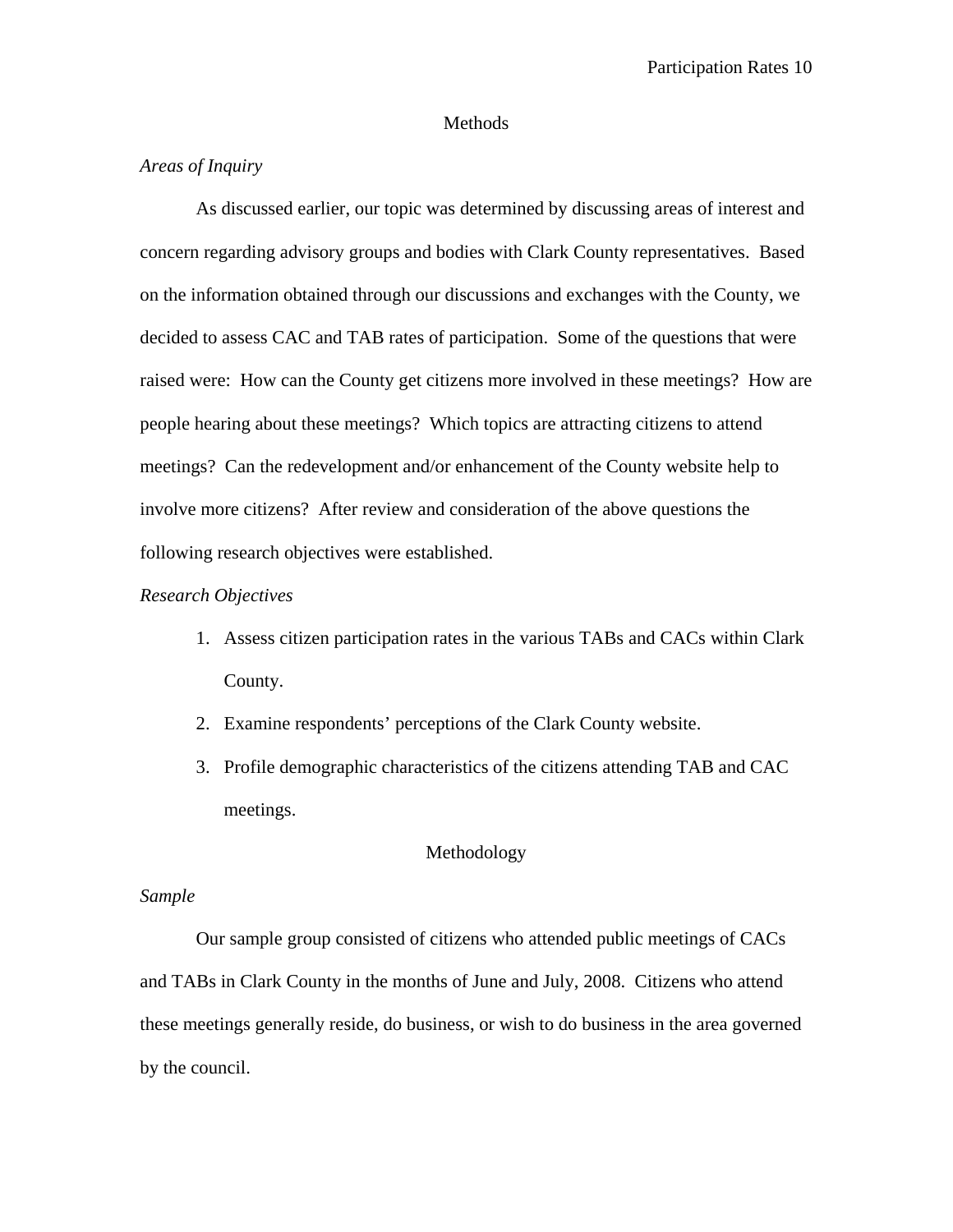## Methods

### *Areas of Inquiry*

As discussed earlier, our topic was determined by discussing areas of interest and concern regarding advisory groups and bodies with Clark County representatives. Based on the information obtained through our discussions and exchanges with the County, we decided to assess CAC and TAB rates of participation. Some of the questions that were raised were: How can the County get citizens more involved in these meetings? How are people hearing about these meetings? Which topics are attracting citizens to attend meetings? Can the redevelopment and/or enhancement of the County website help to involve more citizens? After review and consideration of the above questions the following research objectives were established.

### *Research Objectives*

1. Assess citizen participation rates in the various TABs and CACs within Clark County.
2. Examine respondents' perceptions of the Clark County website.
3. Profile demographic characteristics of the citizens attending TAB and CAC meetings.

## Methodology

### *Sample*

Our sample group consisted of citizens who attended public meetings of CACs and TABs in Clark County in the months of June and July, 2008. Citizens who attend these meetings generally reside, do business, or wish to do business in the area governed by the council.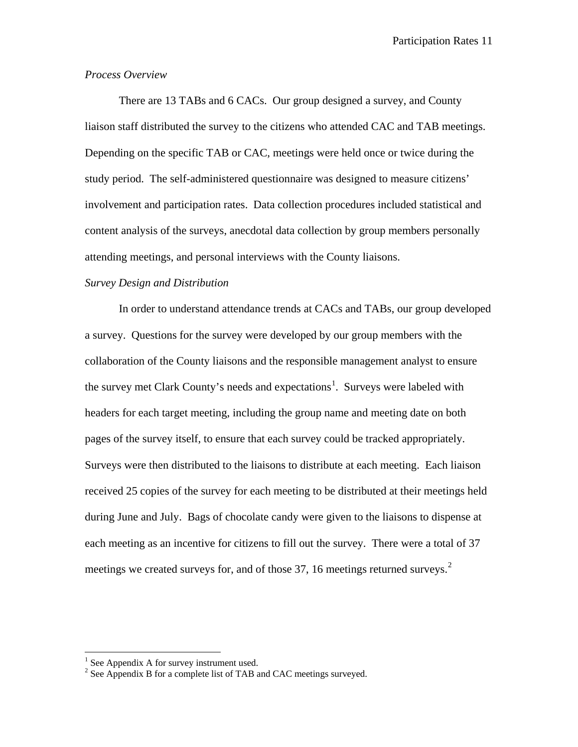*Process Overview*

There are 13 TABs and 6 CACs. Our group designed a survey, and County liaison staff distributed the survey to the citizens who attended CAC and TAB meetings. Depending on the specific TAB or CAC, meetings were held once or twice during the study period. The self-administered questionnaire was designed to measure citizens' involvement and participation rates. Data collection procedures included statistical and content analysis of the surveys, anecdotal data collection by group members personally attending meetings, and personal interviews with the County liaisons.

*Survey Design and Distribution*

In order to understand attendance trends at CACs and TABs, our group developed a survey. Questions for the survey were developed by our group members with the collaboration of the County liaisons and the responsible management analyst to ensure the survey met Clark County's needs and expectations[1]. Surveys were labeled with headers for each target meeting, including the group name and meeting date on both pages of the survey itself, to ensure that each survey could be tracked appropriately. Surveys were then distributed to the liaisons to distribute at each meeting. Each liaison received 25 copies of the survey for each meeting to be distributed at their meetings held during June and July. Bags of chocolate candy were given to the liaisons to dispense at each meeting as an incentive for citizens to fill out the survey. There were a total of 37 meetings we created surveys for, and of those 37, 16 meetings returned surveys.[2]

---

[1] See Appendix A for survey instrument used.

[2] See Appendix B for a complete list of TAB and CAC meetings surveyed.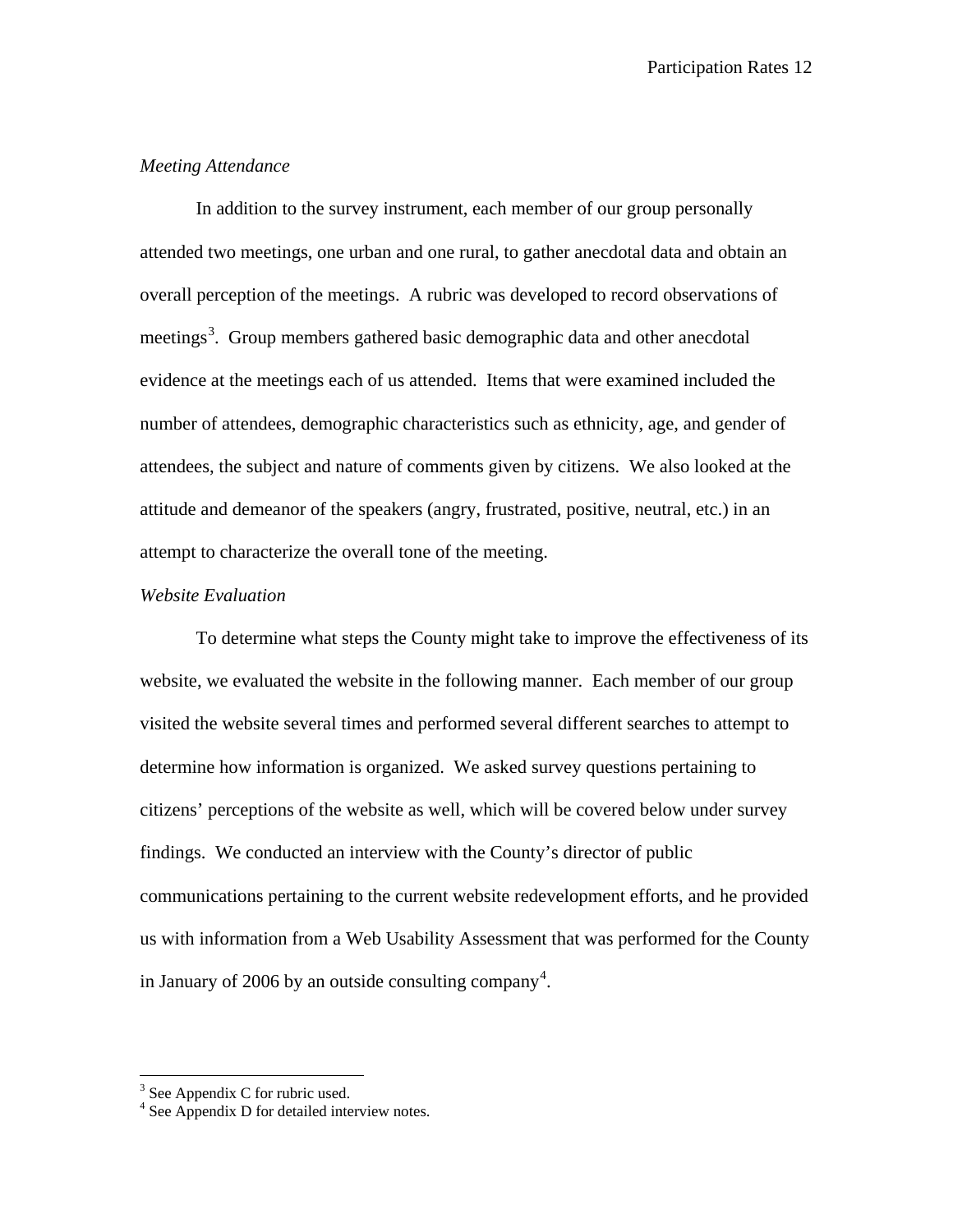*Meeting Attendance*

In addition to the survey instrument, each member of our group personally attended two meetings, one urban and one rural, to gather anecdotal data and obtain an overall perception of the meetings. A rubric was developed to record observations of meetings[3]. Group members gathered basic demographic data and other anecdotal evidence at the meetings each of us attended. Items that were examined included the number of attendees, demographic characteristics such as ethnicity, age, and gender of attendees, the subject and nature of comments given by citizens. We also looked at the attitude and demeanor of the speakers (angry, frustrated, positive, neutral, etc.) in an attempt to characterize the overall tone of the meeting.

*Website Evaluation*

To determine what steps the County might take to improve the effectiveness of its website, we evaluated the website in the following manner. Each member of our group visited the website several times and performed several different searches to attempt to determine how information is organized. We asked survey questions pertaining to citizens' perceptions of the website as well, which will be covered below under survey findings. We conducted an interview with the County's director of public communications pertaining to the current website redevelopment efforts, and he provided us with information from a Web Usability Assessment that was performed for the County in January of 2006 by an outside consulting company[4].

---

[3] See Appendix C for rubric used.
[4] See Appendix D for detailed interview notes.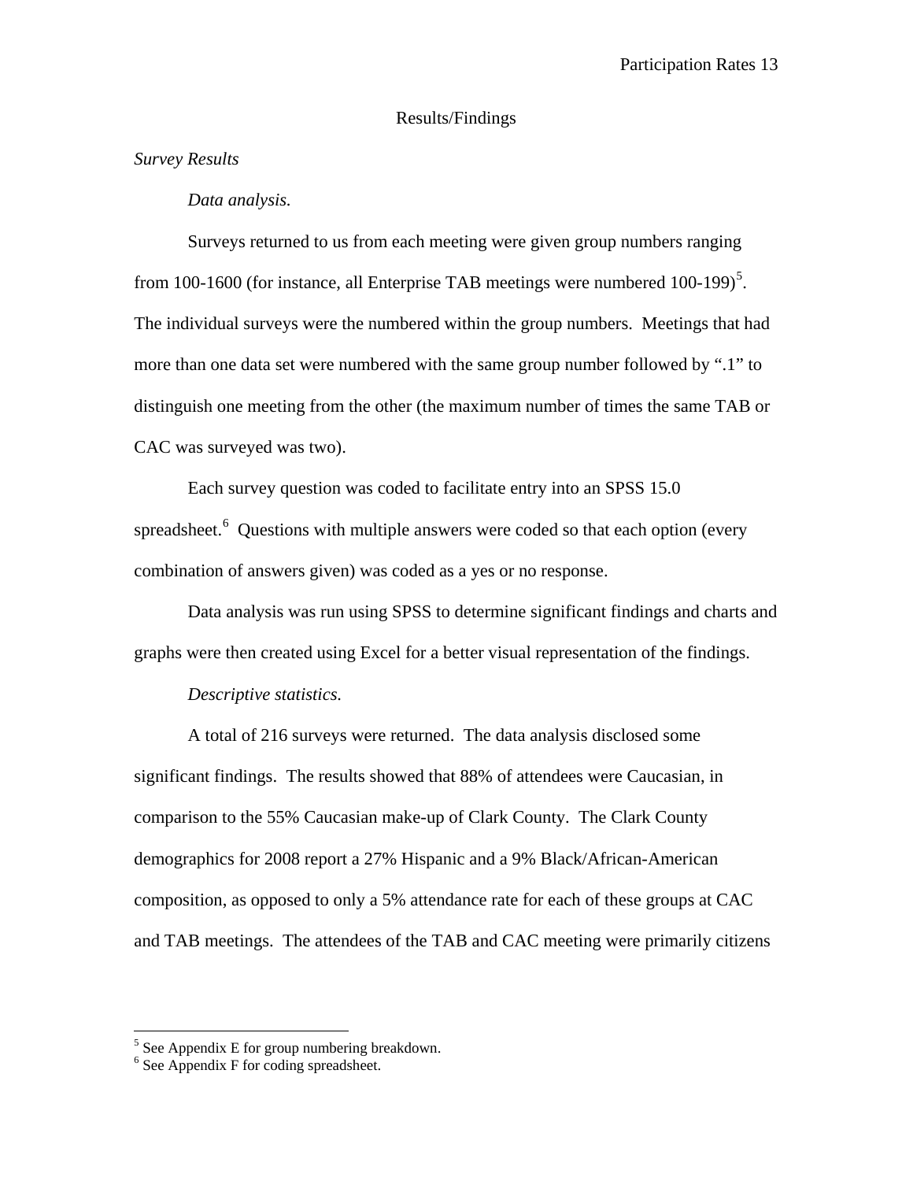# Results/Findings

## *Survey Results*

### *Data analysis.*

Surveys returned to us from each meeting were given group numbers ranging from 100-1600 (for instance, all Enterprise TAB meetings were numbered 100-199)[5]. The individual surveys were the numbered within the group numbers. Meetings that had more than one data set were numbered with the same group number followed by ".1" to distinguish one meeting from the other (the maximum number of times the same TAB or CAC was surveyed was two).

Each survey question was coded to facilitate entry into an SPSS 15.0 spreadsheet.[6] Questions with multiple answers were coded so that each option (every combination of answers given) was coded as a yes or no response.

Data analysis was run using SPSS to determine significant findings and charts and graphs were then created using Excel for a better visual representation of the findings.

### *Descriptive statistics.*

A total of 216 surveys were returned. The data analysis disclosed some significant findings. The results showed that 88% of attendees were Caucasian, in comparison to the 55% Caucasian make-up of Clark County. The Clark County demographics for 2008 report a 27% Hispanic and a 9% Black/African-American composition, as opposed to only a 5% attendance rate for each of these groups at CAC and TAB meetings. The attendees of the TAB and CAC meeting were primarily citizens

---

[5] See Appendix E for group numbering breakdown.

[6] See Appendix F for coding spreadsheet.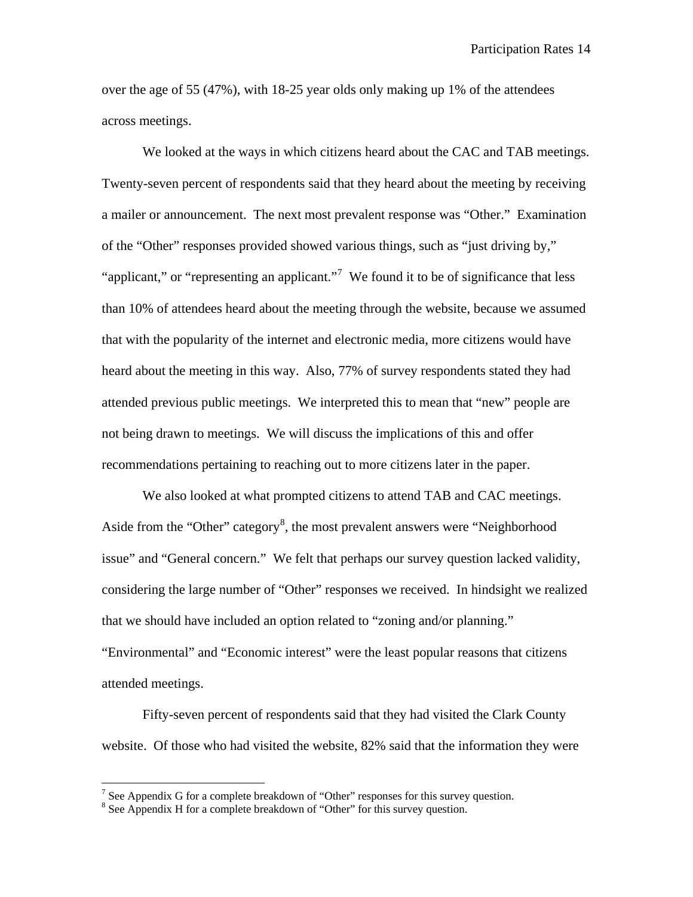over the age of 55 (47%), with 18-25 year olds only making up 1% of the attendees across meetings.

We looked at the ways in which citizens heard about the CAC and TAB meetings. Twenty-seven percent of respondents said that they heard about the meeting by receiving a mailer or announcement. The next most prevalent response was "Other." Examination of the "Other" responses provided showed various things, such as "just driving by," "applicant," or "representing an applicant."[7] We found it to be of significance that less than 10% of attendees heard about the meeting through the website, because we assumed that with the popularity of the internet and electronic media, more citizens would have heard about the meeting in this way. Also, 77% of survey respondents stated they had attended previous public meetings. We interpreted this to mean that "new" people are not being drawn to meetings. We will discuss the implications of this and offer recommendations pertaining to reaching out to more citizens later in the paper.

We also looked at what prompted citizens to attend TAB and CAC meetings. Aside from the "Other" category[8], the most prevalent answers were "Neighborhood issue" and "General concern." We felt that perhaps our survey question lacked validity, considering the large number of "Other" responses we received. In hindsight we realized that we should have included an option related to "zoning and/or planning." "Environmental" and "Economic interest" were the least popular reasons that citizens attended meetings.

Fifty-seven percent of respondents said that they had visited the Clark County website. Of those who had visited the website, 82% said that the information they were

---

[7] See Appendix G for a complete breakdown of "Other" responses for this survey question.

[8] See Appendix H for a complete breakdown of "Other" for this survey question.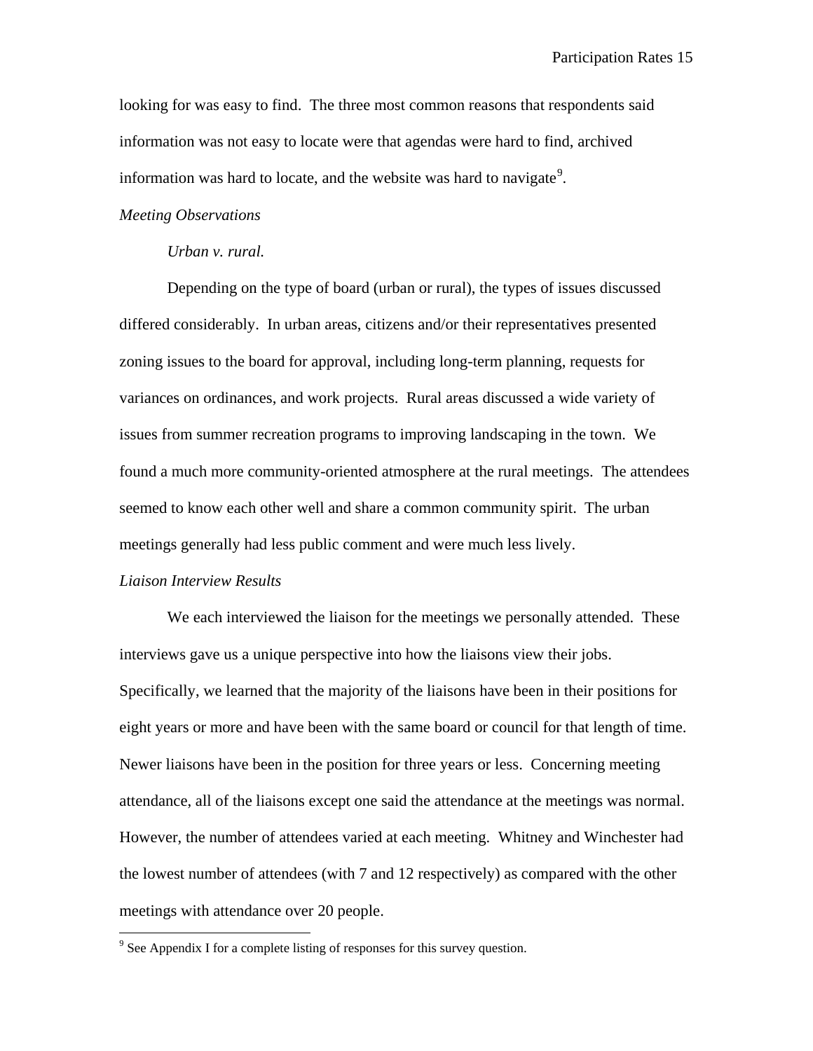looking for was easy to find. The three most common reasons that respondents said information was not easy to locate were that agendas were hard to find, archived information was hard to locate, and the website was hard to navigate[9].

### *Meeting Observations*

#### *Urban v. rural.*

Depending on the type of board (urban or rural), the types of issues discussed differed considerably. In urban areas, citizens and/or their representatives presented zoning issues to the board for approval, including long-term planning, requests for variances on ordinances, and work projects. Rural areas discussed a wide variety of issues from summer recreation programs to improving landscaping in the town. We found a much more community-oriented atmosphere at the rural meetings. The attendees seemed to know each other well and share a common community spirit. The urban meetings generally had less public comment and were much less lively.

### *Liaison Interview Results*

We each interviewed the liaison for the meetings we personally attended. These interviews gave us a unique perspective into how the liaisons view their jobs. Specifically, we learned that the majority of the liaisons have been in their positions for eight years or more and have been with the same board or council for that length of time. Newer liaisons have been in the position for three years or less. Concerning meeting attendance, all of the liaisons except one said the attendance at the meetings was normal. However, the number of attendees varied at each meeting. Whitney and Winchester had the lowest number of attendees (with 7 and 12 respectively) as compared with the other meetings with attendance over 20 people.

---

[9] See Appendix I for a complete listing of responses for this survey question.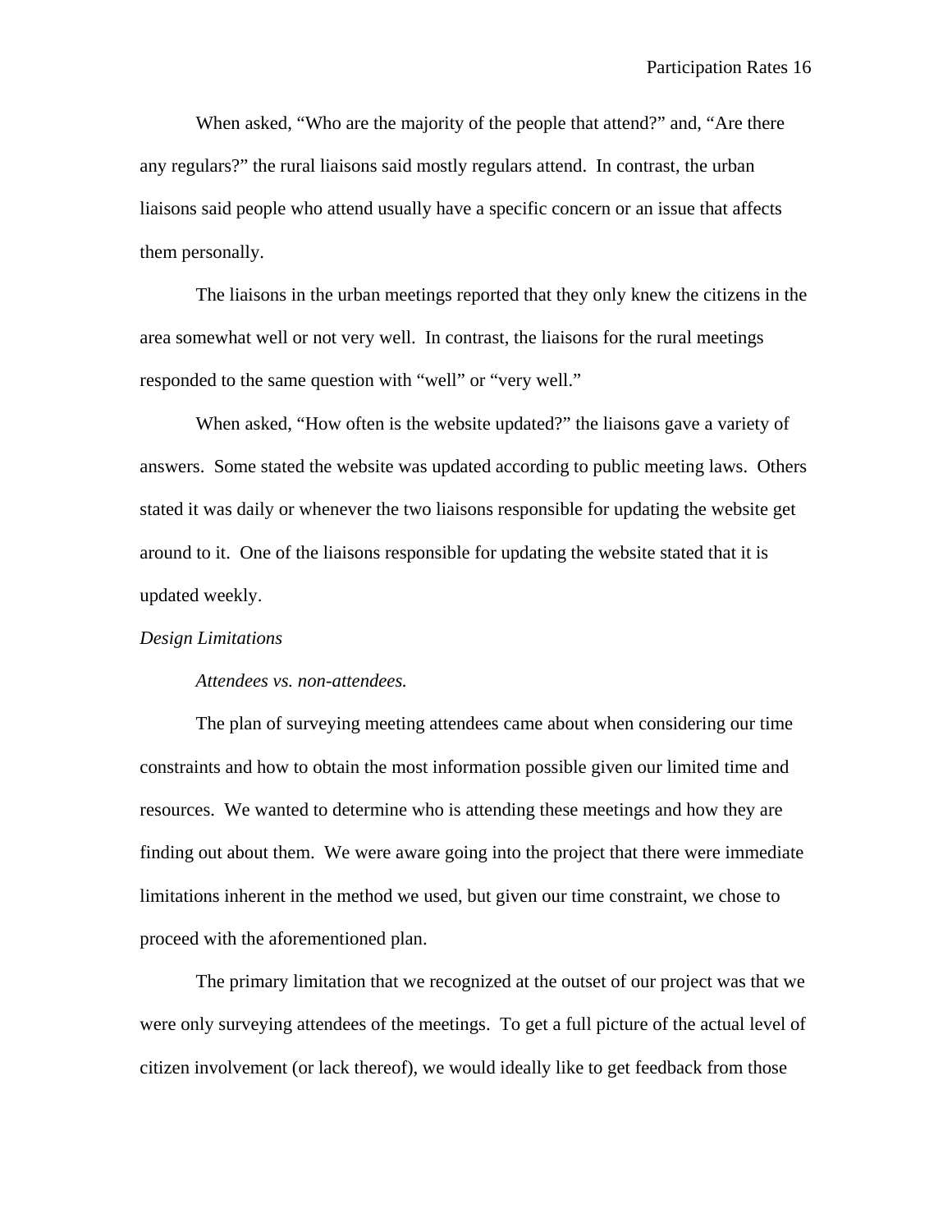When asked, “Who are the majority of the people that attend?” and, “Are there any regulars?” the rural liaisons said mostly regulars attend. In contrast, the urban liaisons said people who attend usually have a specific concern or an issue that affects them personally.

The liaisons in the urban meetings reported that they only knew the citizens in the area somewhat well or not very well. In contrast, the liaisons for the rural meetings responded to the same question with “well” or “very well.”

When asked, “How often is the website updated?” the liaisons gave a variety of answers. Some stated the website was updated according to public meeting laws. Others stated it was daily or whenever the two liaisons responsible for updating the website get around to it. One of the liaisons responsible for updating the website stated that it is updated weekly.

### *Design Limitations*

#### *Attendees vs. non-attendees.*

The plan of surveying meeting attendees came about when considering our time constraints and how to obtain the most information possible given our limited time and resources. We wanted to determine who is attending these meetings and how they are finding out about them. We were aware going into the project that there were immediate limitations inherent in the method we used, but given our time constraint, we chose to proceed with the aforementioned plan.

The primary limitation that we recognized at the outset of our project was that we were only surveying attendees of the meetings. To get a full picture of the actual level of citizen involvement (or lack thereof), we would ideally like to get feedback from those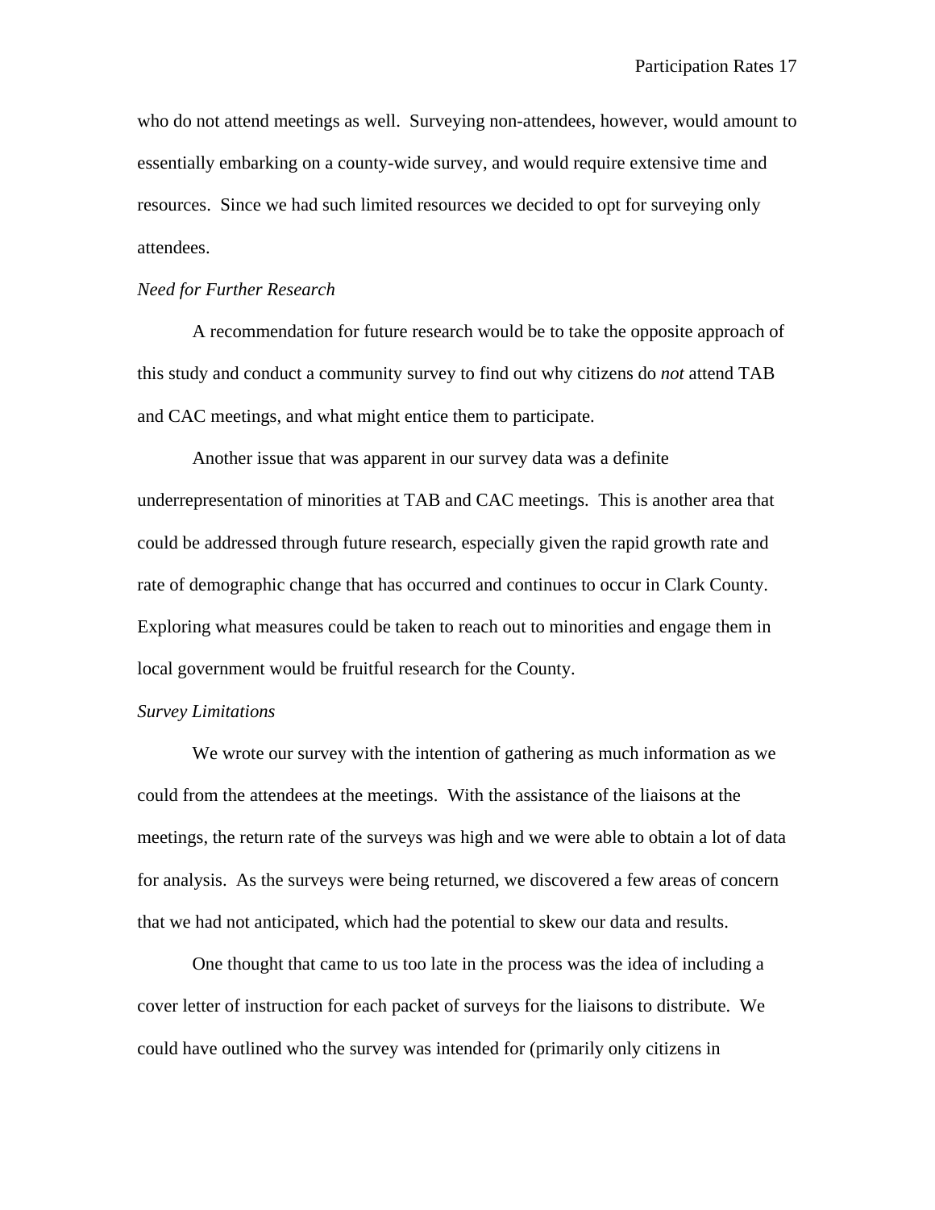who do not attend meetings as well. Surveying non-attendees, however, would amount to essentially embarking on a county-wide survey, and would require extensive time and resources. Since we had such limited resources we decided to opt for surveying only attendees.

*Need for Further Research*

A recommendation for future research would be to take the opposite approach of this study and conduct a community survey to find out why citizens do *not* attend TAB and CAC meetings, and what might entice them to participate.

Another issue that was apparent in our survey data was a definite underrepresentation of minorities at TAB and CAC meetings. This is another area that could be addressed through future research, especially given the rapid growth rate and rate of demographic change that has occurred and continues to occur in Clark County. Exploring what measures could be taken to reach out to minorities and engage them in local government would be fruitful research for the County.

*Survey Limitations*

We wrote our survey with the intention of gathering as much information as we could from the attendees at the meetings. With the assistance of the liaisons at the meetings, the return rate of the surveys was high and we were able to obtain a lot of data for analysis. As the surveys were being returned, we discovered a few areas of concern that we had not anticipated, which had the potential to skew our data and results.

One thought that came to us too late in the process was the idea of including a cover letter of instruction for each packet of surveys for the liaisons to distribute. We could have outlined who the survey was intended for (primarily only citizens in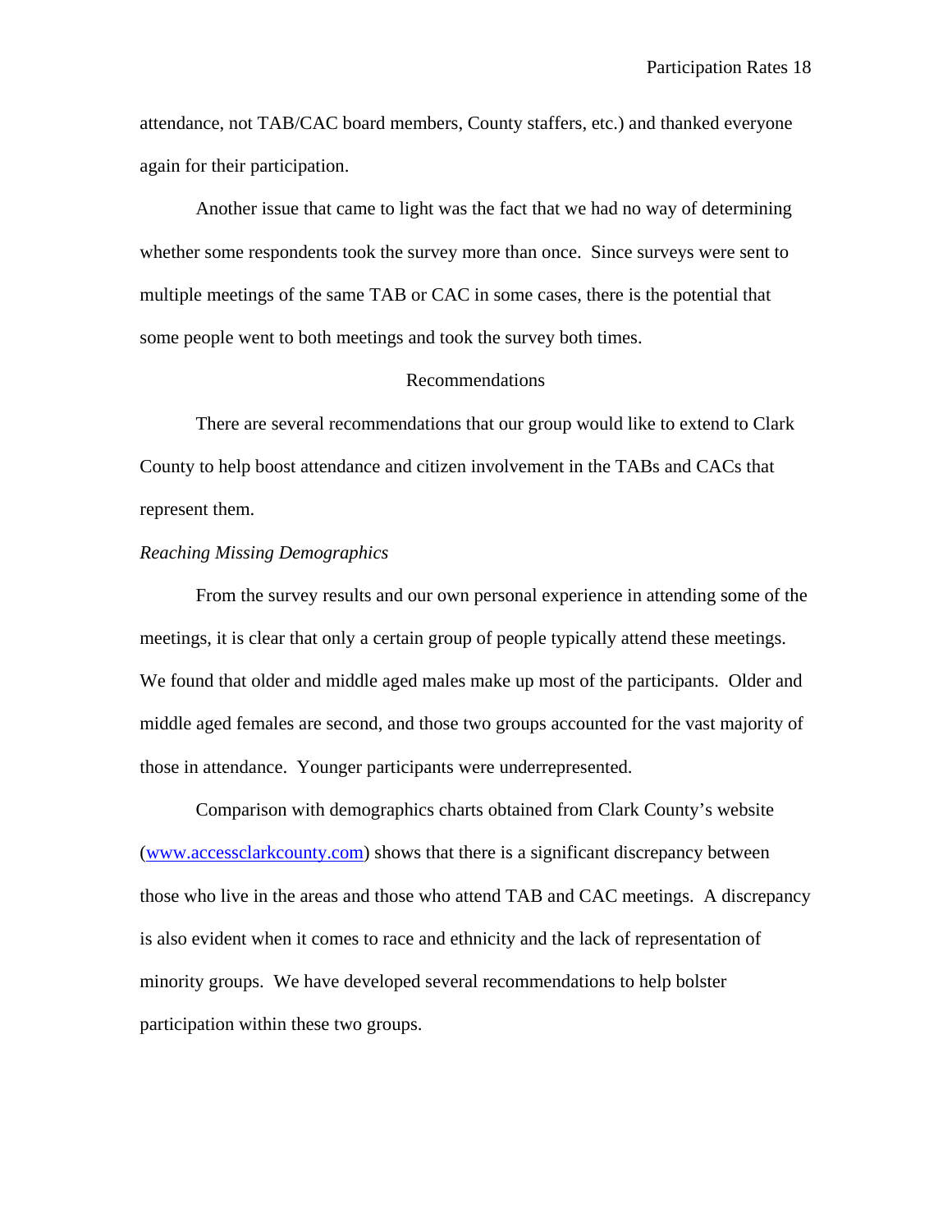attendance, not TAB/CAC board members, County staffers, etc.) and thanked everyone again for their participation.

Another issue that came to light was the fact that we had no way of determining whether some respondents took the survey more than once. Since surveys were sent to multiple meetings of the same TAB or CAC in some cases, there is the potential that some people went to both meetings and took the survey both times.

## Recommendations

There are several recommendations that our group would like to extend to Clark County to help boost attendance and citizen involvement in the TABs and CACs that represent them.

### *Reaching Missing Demographics*

From the survey results and our own personal experience in attending some of the meetings, it is clear that only a certain group of people typically attend these meetings. We found that older and middle aged males make up most of the participants. Older and middle aged females are second, and those two groups accounted for the vast majority of those in attendance. Younger participants were underrepresented.

Comparison with demographics charts obtained from Clark County's website (www.accessclarkcounty.com) shows that there is a significant discrepancy between those who live in the areas and those who attend TAB and CAC meetings. A discrepancy is also evident when it comes to race and ethnicity and the lack of representation of minority groups. We have developed several recommendations to help bolster participation within these two groups.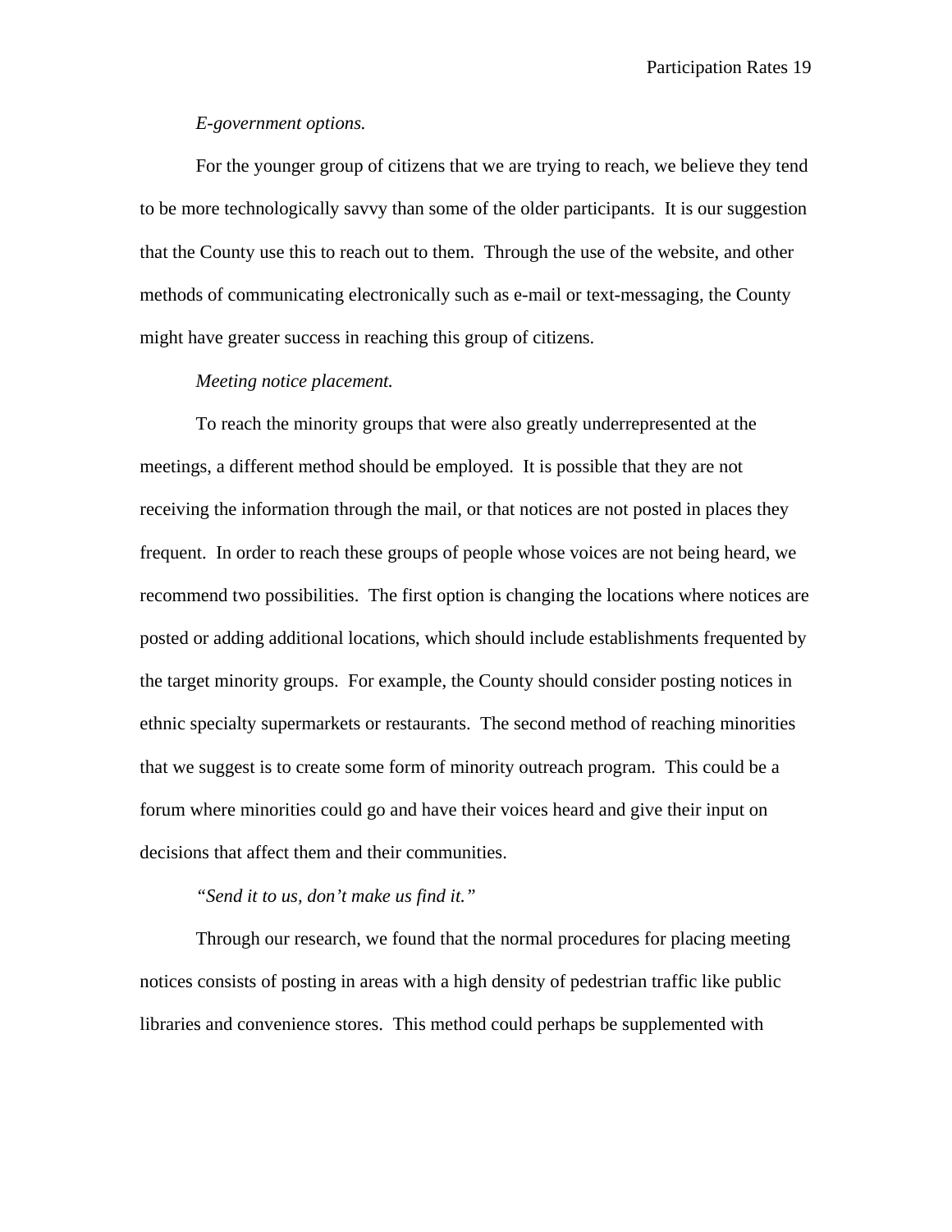*E-government options.*

For the younger group of citizens that we are trying to reach, we believe they tend to be more technologically savvy than some of the older participants. It is our suggestion that the County use this to reach out to them. Through the use of the website, and other methods of communicating electronically such as e-mail or text-messaging, the County might have greater success in reaching this group of citizens.

*Meeting notice placement.*

To reach the minority groups that were also greatly underrepresented at the meetings, a different method should be employed. It is possible that they are not receiving the information through the mail, or that notices are not posted in places they frequent. In order to reach these groups of people whose voices are not being heard, we recommend two possibilities. The first option is changing the locations where notices are posted or adding additional locations, which should include establishments frequented by the target minority groups. For example, the County should consider posting notices in ethnic specialty supermarkets or restaurants. The second method of reaching minorities that we suggest is to create some form of minority outreach program. This could be a forum where minorities could go and have their voices heard and give their input on decisions that affect them and their communities.

*"Send it to us, don't make us find it."*

Through our research, we found that the normal procedures for placing meeting notices consists of posting in areas with a high density of pedestrian traffic like public libraries and convenience stores. This method could perhaps be supplemented with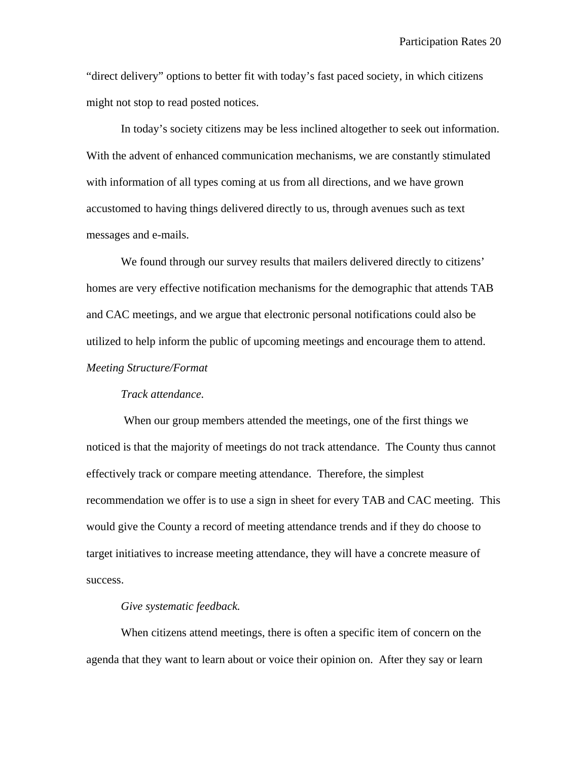"direct delivery" options to better fit with today's fast paced society, in which citizens might not stop to read posted notices.

In today's society citizens may be less inclined altogether to seek out information. With the advent of enhanced communication mechanisms, we are constantly stimulated with information of all types coming at us from all directions, and we have grown accustomed to having things delivered directly to us, through avenues such as text messages and e-mails.

We found through our survey results that mailers delivered directly to citizens' homes are very effective notification mechanisms for the demographic that attends TAB and CAC meetings, and we argue that electronic personal notifications could also be utilized to help inform the public of upcoming meetings and encourage them to attend.

*Meeting Structure/Format*

*Track attendance.*

When our group members attended the meetings, one of the first things we noticed is that the majority of meetings do not track attendance. The County thus cannot effectively track or compare meeting attendance. Therefore, the simplest recommendation we offer is to use a sign in sheet for every TAB and CAC meeting. This would give the County a record of meeting attendance trends and if they do choose to target initiatives to increase meeting attendance, they will have a concrete measure of success.

*Give systematic feedback.*

When citizens attend meetings, there is often a specific item of concern on the agenda that they want to learn about or voice their opinion on. After they say or learn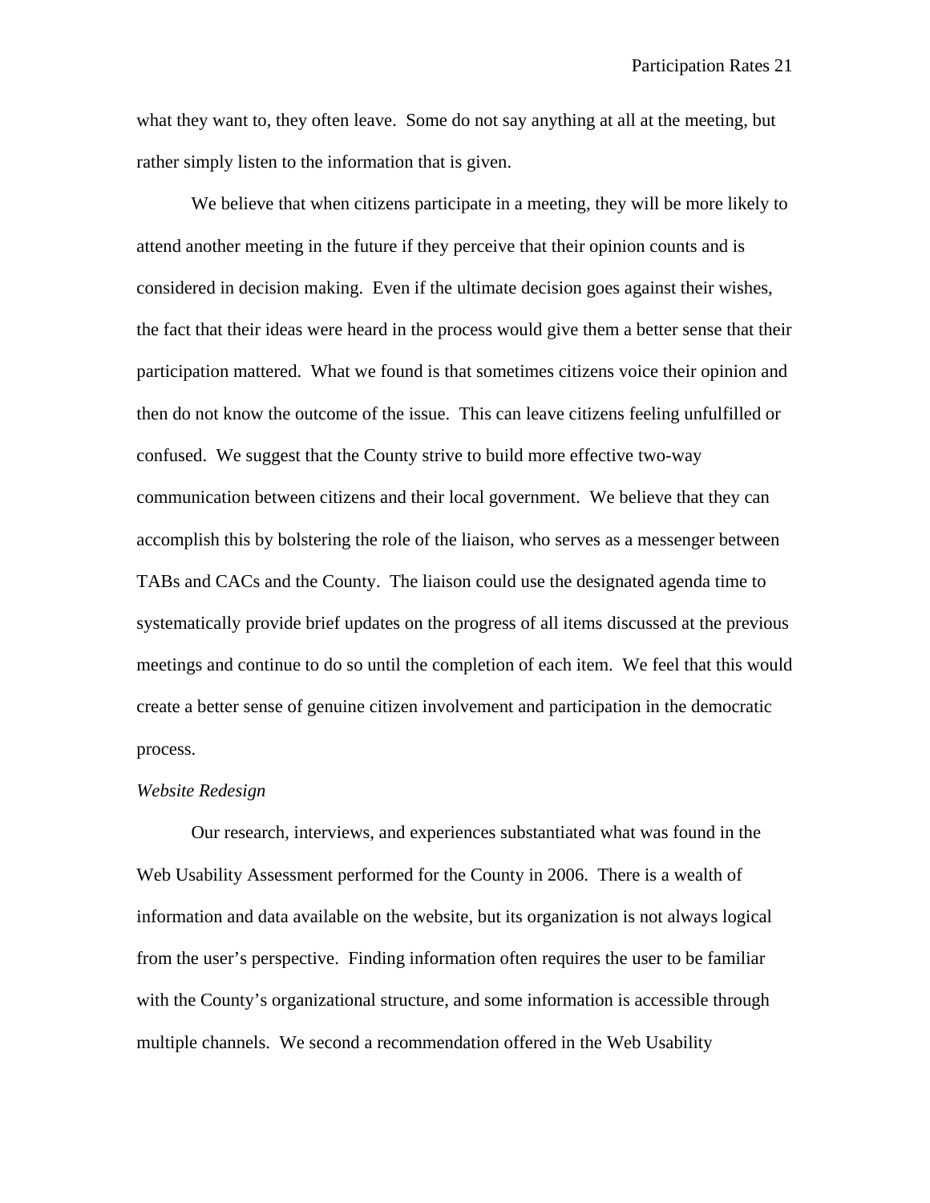what they want to, they often leave. Some do not say anything at all at the meeting, but rather simply listen to the information that is given.

We believe that when citizens participate in a meeting, they will be more likely to attend another meeting in the future if they perceive that their opinion counts and is considered in decision making. Even if the ultimate decision goes against their wishes, the fact that their ideas were heard in the process would give them a better sense that their participation mattered. What we found is that sometimes citizens voice their opinion and then do not know the outcome of the issue. This can leave citizens feeling unfulfilled or confused. We suggest that the County strive to build more effective two-way communication between citizens and their local government. We believe that they can accomplish this by bolstering the role of the liaison, who serves as a messenger between TABs and CACs and the County. The liaison could use the designated agenda time to systematically provide brief updates on the progress of all items discussed at the previous meetings and continue to do so until the completion of each item. We feel that this would create a better sense of genuine citizen involvement and participation in the democratic process.

*Website Redesign*

Our research, interviews, and experiences substantiated what was found in the Web Usability Assessment performed for the County in 2006. There is a wealth of information and data available on the website, but its organization is not always logical from the user's perspective. Finding information often requires the user to be familiar with the County's organizational structure, and some information is accessible through multiple channels. We second a recommendation offered in the Web Usability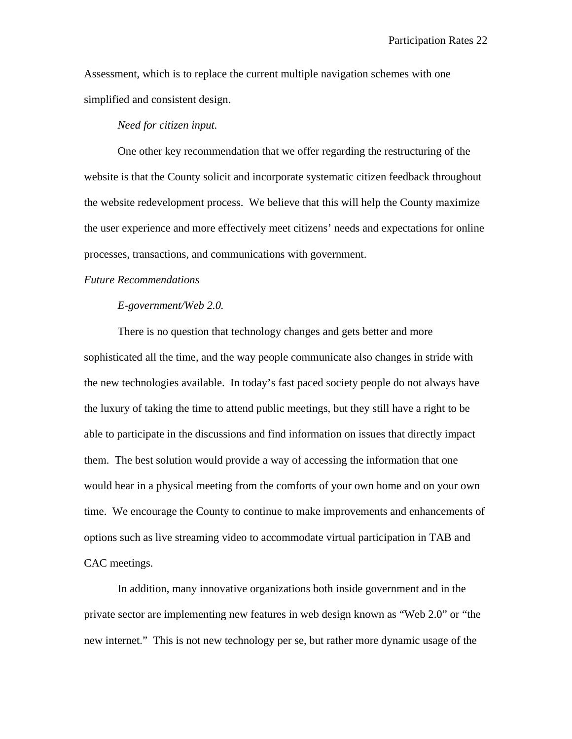Assessment, which is to replace the current multiple navigation schemes with one simplified and consistent design.

*Need for citizen input.*

One other key recommendation that we offer regarding the restructuring of the website is that the County solicit and incorporate systematic citizen feedback throughout the website redevelopment process. We believe that this will help the County maximize the user experience and more effectively meet citizens' needs and expectations for online processes, transactions, and communications with government.

### *Future Recommendations*

*E-government/Web 2.0.*

There is no question that technology changes and gets better and more sophisticated all the time, and the way people communicate also changes in stride with the new technologies available. In today's fast paced society people do not always have the luxury of taking the time to attend public meetings, but they still have a right to be able to participate in the discussions and find information on issues that directly impact them. The best solution would provide a way of accessing the information that one would hear in a physical meeting from the comforts of your own home and on your own time. We encourage the County to continue to make improvements and enhancements of options such as live streaming video to accommodate virtual participation in TAB and CAC meetings.

In addition, many innovative organizations both inside government and in the private sector are implementing new features in web design known as "Web 2.0" or "the new internet." This is not new technology per se, but rather more dynamic usage of the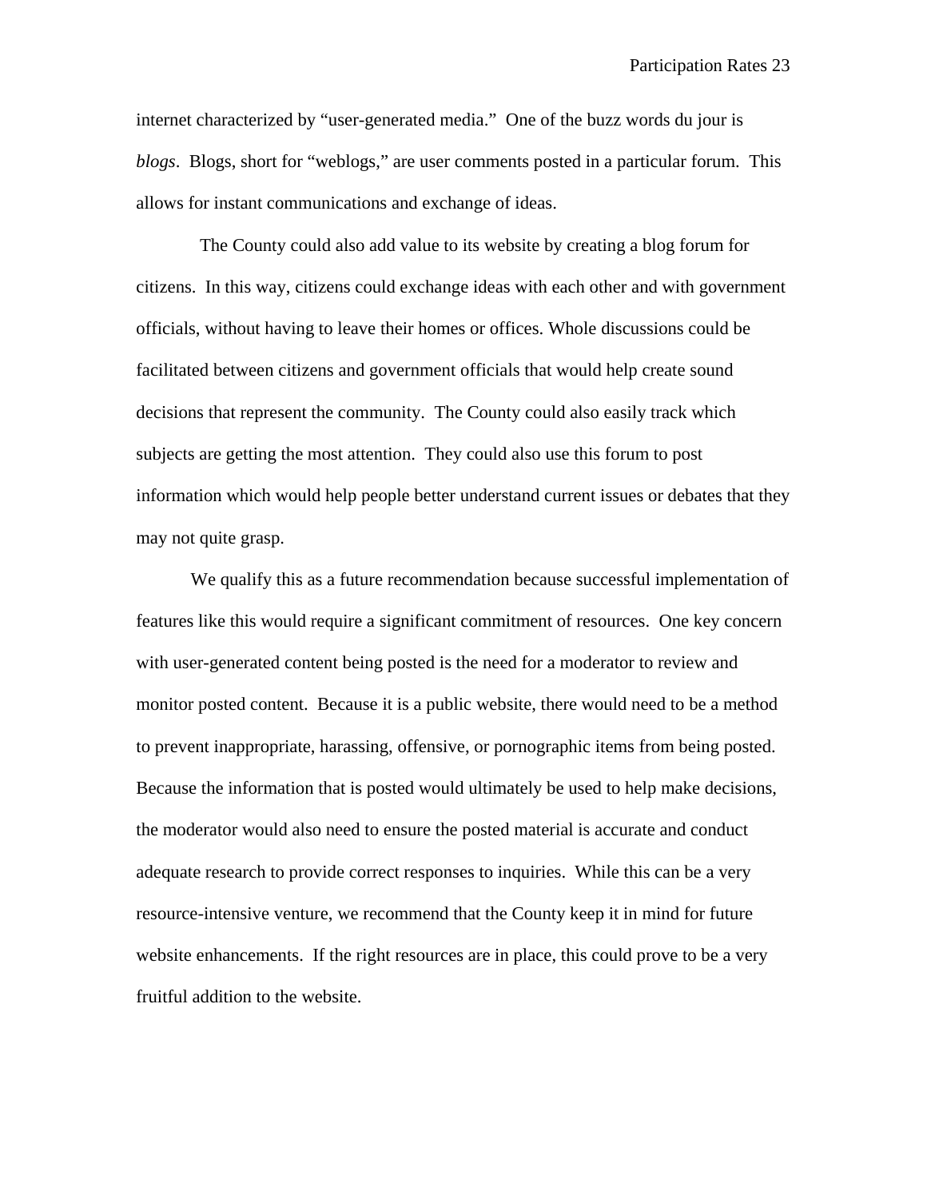internet characterized by "user-generated media." One of the buzz words du jour is *blogs*. Blogs, short for "weblogs," are user comments posted in a particular forum. This allows for instant communications and exchange of ideas.

The County could also add value to its website by creating a blog forum for citizens. In this way, citizens could exchange ideas with each other and with government officials, without having to leave their homes or offices. Whole discussions could be facilitated between citizens and government officials that would help create sound decisions that represent the community. The County could also easily track which subjects are getting the most attention. They could also use this forum to post information which would help people better understand current issues or debates that they may not quite grasp.

We qualify this as a future recommendation because successful implementation of features like this would require a significant commitment of resources. One key concern with user-generated content being posted is the need for a moderator to review and monitor posted content. Because it is a public website, there would need to be a method to prevent inappropriate, harassing, offensive, or pornographic items from being posted. Because the information that is posted would ultimately be used to help make decisions, the moderator would also need to ensure the posted material is accurate and conduct adequate research to provide correct responses to inquiries. While this can be a very resource-intensive venture, we recommend that the County keep it in mind for future website enhancements. If the right resources are in place, this could prove to be a very fruitful addition to the website.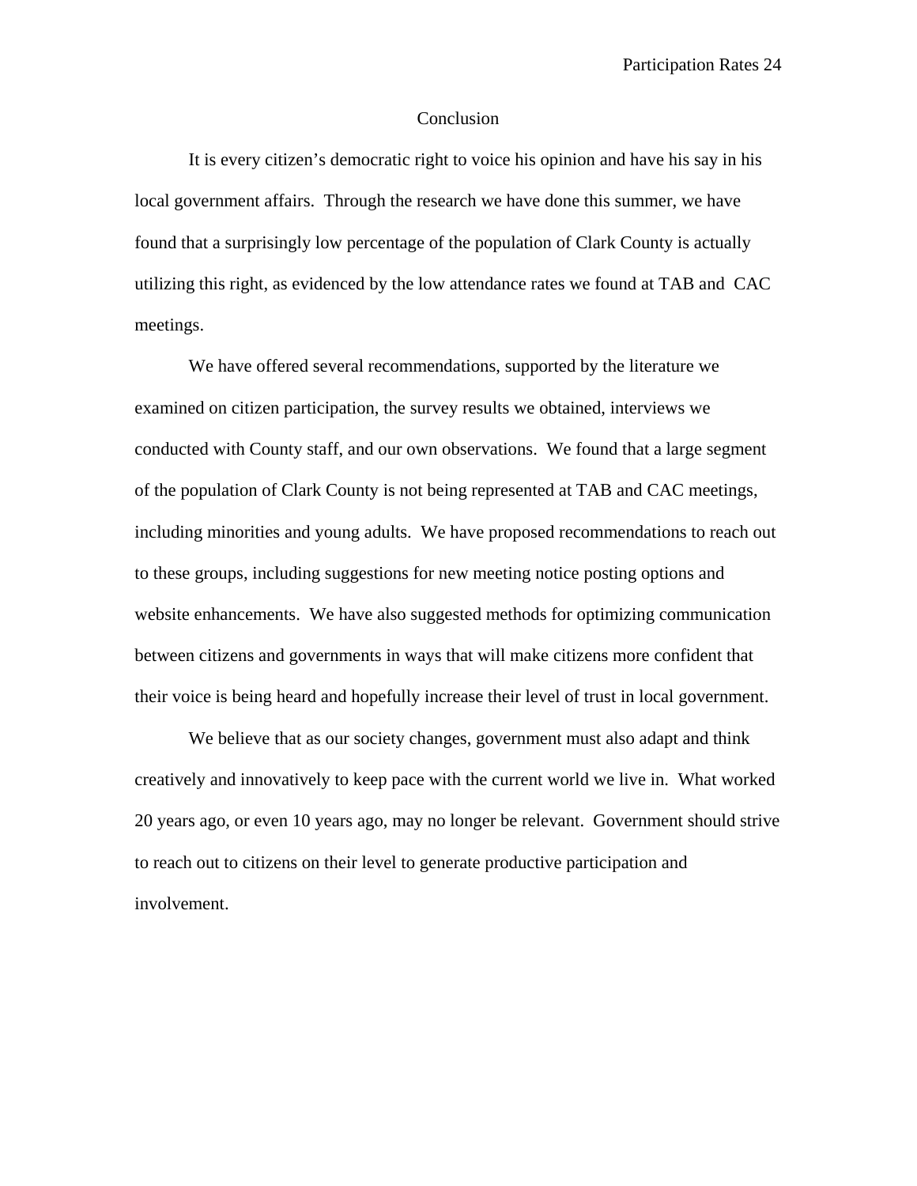# Conclusion

It is every citizen's democratic right to voice his opinion and have his say in his local government affairs. Through the research we have done this summer, we have found that a surprisingly low percentage of the population of Clark County is actually utilizing this right, as evidenced by the low attendance rates we found at TAB and CAC meetings.

We have offered several recommendations, supported by the literature we examined on citizen participation, the survey results we obtained, interviews we conducted with County staff, and our own observations. We found that a large segment of the population of Clark County is not being represented at TAB and CAC meetings, including minorities and young adults. We have proposed recommendations to reach out to these groups, including suggestions for new meeting notice posting options and website enhancements. We have also suggested methods for optimizing communication between citizens and governments in ways that will make citizens more confident that their voice is being heard and hopefully increase their level of trust in local government.

We believe that as our society changes, government must also adapt and think creatively and innovatively to keep pace with the current world we live in. What worked 20 years ago, or even 10 years ago, may no longer be relevant. Government should strive to reach out to citizens on their level to generate productive participation and involvement.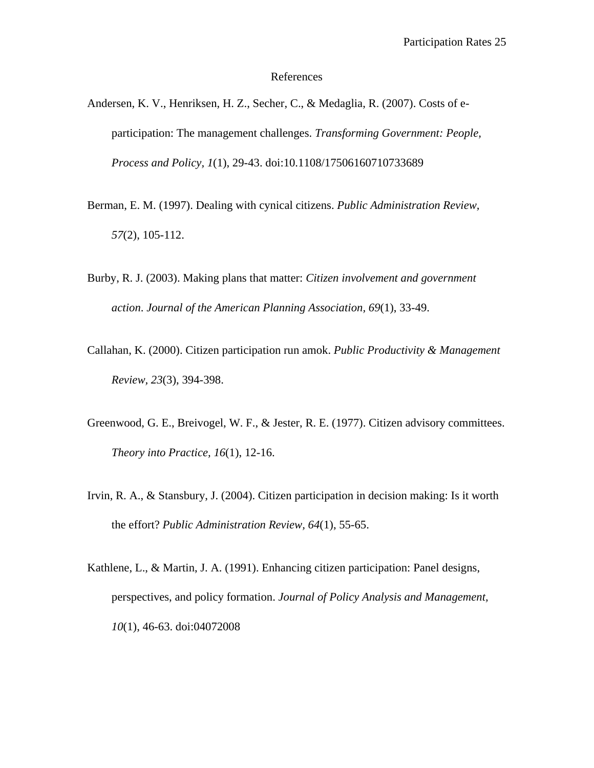# References

Andersen, K. V., Henriksen, H. Z., Secher, C., & Medaglia, R. (2007). Costs of e-participation: The management challenges. *Transforming Government: People, Process and Policy, 1*(1), 29-43. doi:10.1108/17506160710733689

Berman, E. M. (1997). Dealing with cynical citizens. *Public Administration Review, 57*(2), 105-112.

Burby, R. J. (2003). Making plans that matter: *Citizen involvement and government action*. *Journal of the American Planning Association, 69*(1), 33-49.

Callahan, K. (2000). Citizen participation run amok. *Public Productivity & Management Review, 23*(3), 394-398.

Greenwood, G. E., Breivogel, W. F., & Jester, R. E. (1977). Citizen advisory committees. *Theory into Practice, 16*(1), 12-16.

Irvin, R. A., & Stansbury, J. (2004). Citizen participation in decision making: Is it worth the effort? *Public Administration Review, 64*(1), 55-65.

Kathlene, L., & Martin, J. A. (1991). Enhancing citizen participation: Panel designs, perspectives, and policy formation. *Journal of Policy Analysis and Management, 10*(1), 46-63. doi:04072008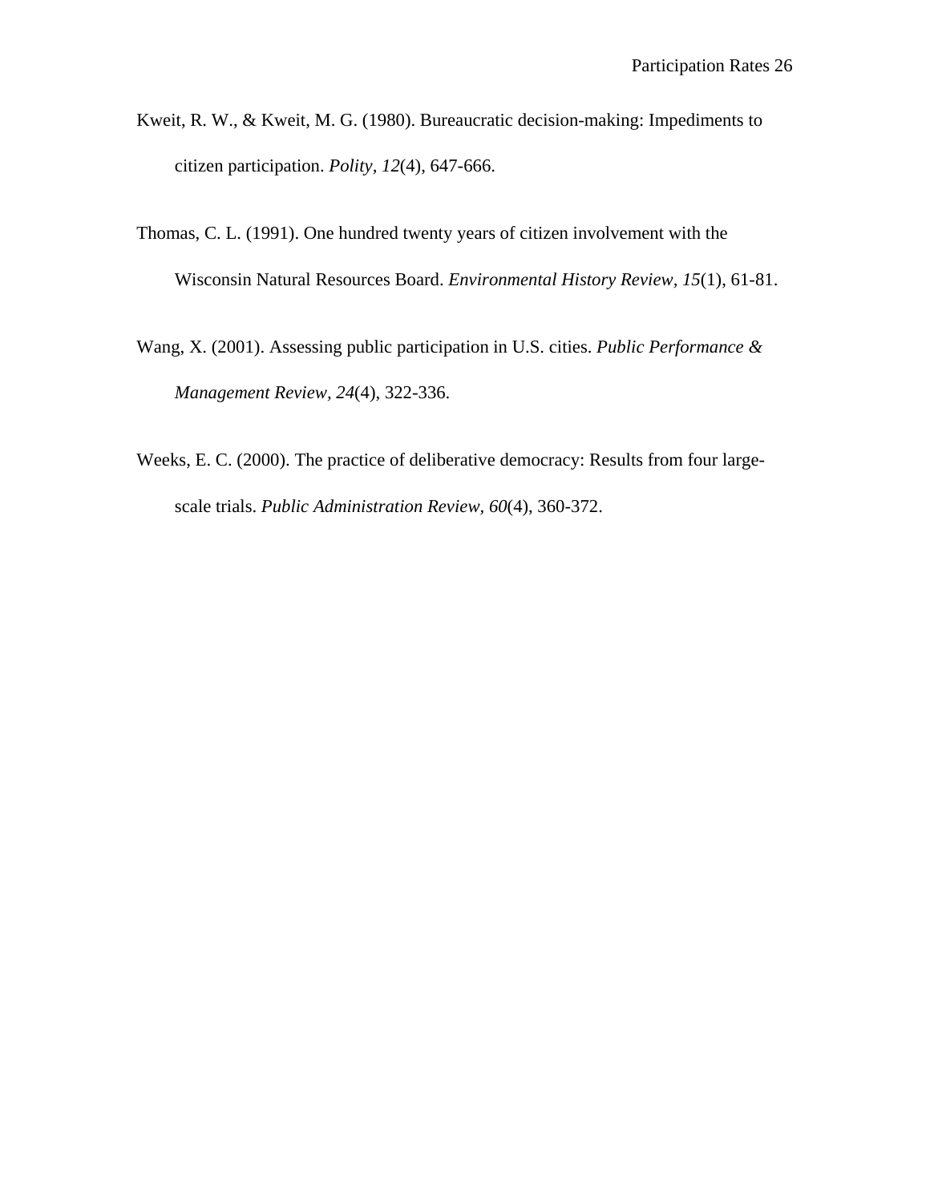Kweit, R. W., & Kweit, M. G. (1980). Bureaucratic decision-making: Impediments to citizen participation. *Polity, 12*(4), 647-666.

Thomas, C. L. (1991). One hundred twenty years of citizen involvement with the Wisconsin Natural Resources Board. *Environmental History Review, 15*(1), 61-81.

Wang, X. (2001). Assessing public participation in U.S. cities. *Public Performance & Management Review, 24*(4), 322-336.

Weeks, E. C. (2000). The practice of deliberative democracy: Results from four large-scale trials. *Public Administration Review, 60*(4), 360-372.